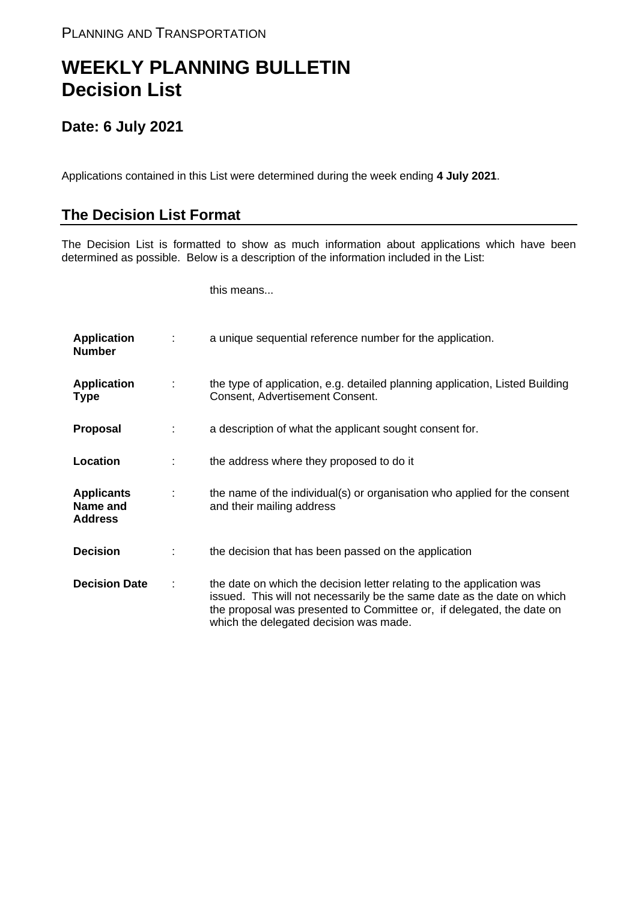PLANNING AND TRANSPORTATION

# WEEKLY PLANNING BULLETIN
# Decision List

## Date: 6 July 2021

Applications contained in this List were determined during the week ending **4 July 2021**.

## The Decision List Format

The Decision List is formatted to show as much information about applications which have been determined as possible. Below is a description of the information included in the List:

| | | this means... |
|---|---|---|
| **Application Number** | : | a unique sequential reference number for the application. |
| **Application Type** | : | the type of application, e.g. detailed planning application, Listed Building Consent, Advertisement Consent. |
| **Proposal** | : | a description of what the applicant sought consent for. |
| **Location** | : | the address where they proposed to do it |
| **Applicants Name and Address** | : | the name of the individual(s) or organisation who applied for the consent and their mailing address |
| **Decision** | : | the decision that has been passed on the application |
| **Decision Date** | : | the date on which the decision letter relating to the application was issued. This will not necessarily be the same date as the date on which the proposal was presented to Committee or, if delegated, the date on which the delegated decision was made. |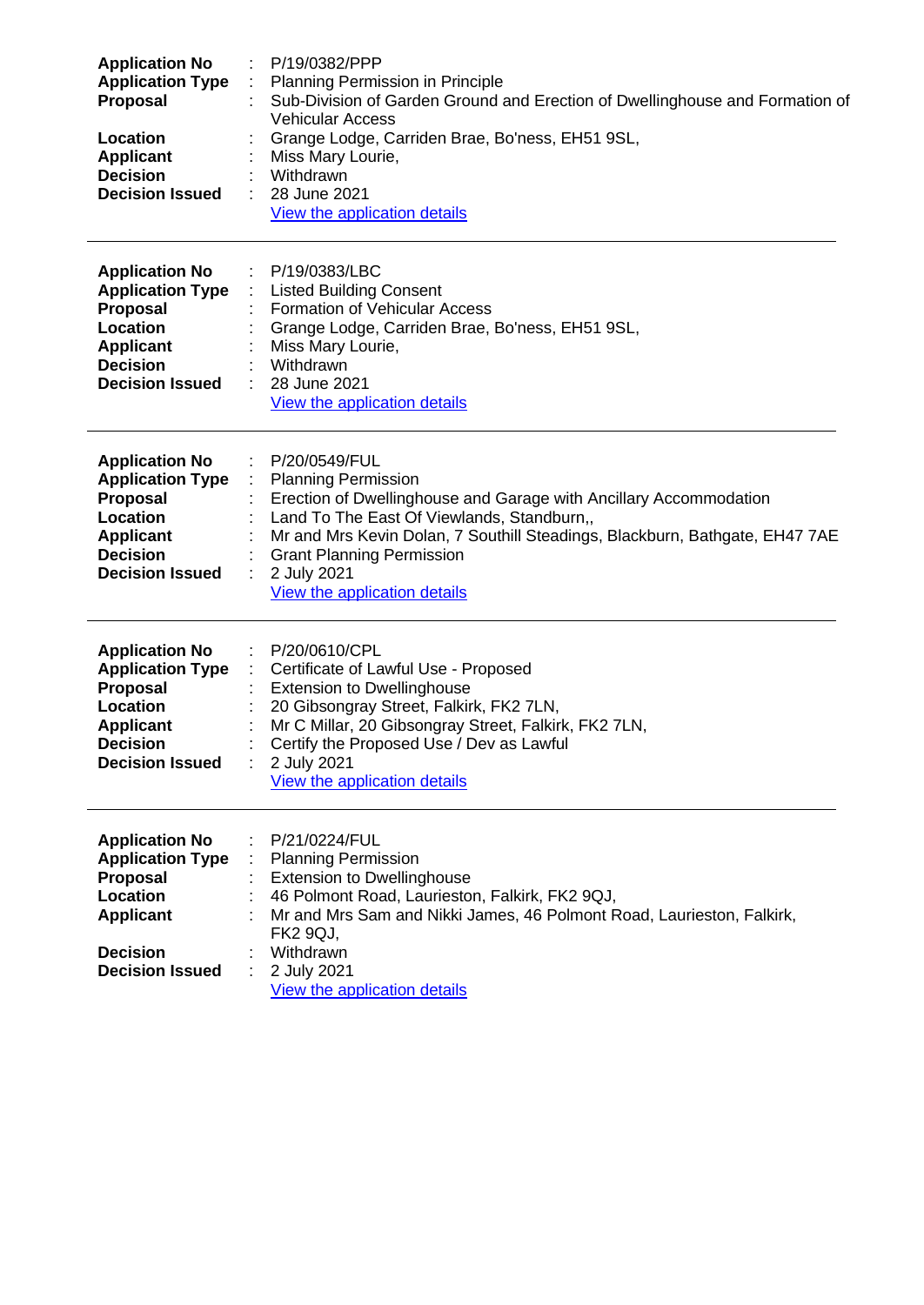**Application No** : P/19/0382/PPP
**Application Type** : Planning Permission in Principle
**Proposal** : Sub-Division of Garden Ground and Erection of Dwellinghouse and Formation of Vehicular Access
**Location** : Grange Lodge, Carriden Brae, Bo'ness, EH51 9SL,
**Applicant** : Miss Mary Lourie,
**Decision** : Withdrawn
**Decision Issued** : 28 June 2021
View the application details

---

**Application No** : P/19/0383/LBC
**Application Type** : Listed Building Consent
**Proposal** : Formation of Vehicular Access
**Location** : Grange Lodge, Carriden Brae, Bo'ness, EH51 9SL,
**Applicant** : Miss Mary Lourie,
**Decision** : Withdrawn
**Decision Issued** : 28 June 2021
View the application details

---

**Application No** : P/20/0549/FUL
**Application Type** : Planning Permission
**Proposal** : Erection of Dwellinghouse and Garage with Ancillary Accommodation
**Location** : Land To The East Of Viewlands, Standburn,,
**Applicant** : Mr and Mrs Kevin Dolan, 7 Southill Steadings, Blackburn, Bathgate, EH47 7AE
**Decision** : Grant Planning Permission
**Decision Issued** : 2 July 2021
View the application details

---

**Application No** : P/20/0610/CPL
**Application Type** : Certificate of Lawful Use - Proposed
**Proposal** : Extension to Dwellinghouse
**Location** : 20 Gibsongray Street, Falkirk, FK2 7LN,
**Applicant** : Mr C Millar, 20 Gibsongray Street, Falkirk, FK2 7LN,
**Decision** : Certify the Proposed Use / Dev as Lawful
**Decision Issued** : 2 July 2021
View the application details

---

**Application No** : P/21/0224/FUL
**Application Type** : Planning Permission
**Proposal** : Extension to Dwellinghouse
**Location** : 46 Polmont Road, Laurieston, Falkirk, FK2 9QJ,
**Applicant** : Mr and Mrs Sam and Nikki James, 46 Polmont Road, Laurieston, Falkirk, FK2 9QJ,
**Decision** : Withdrawn
**Decision Issued** : 2 July 2021
View the application details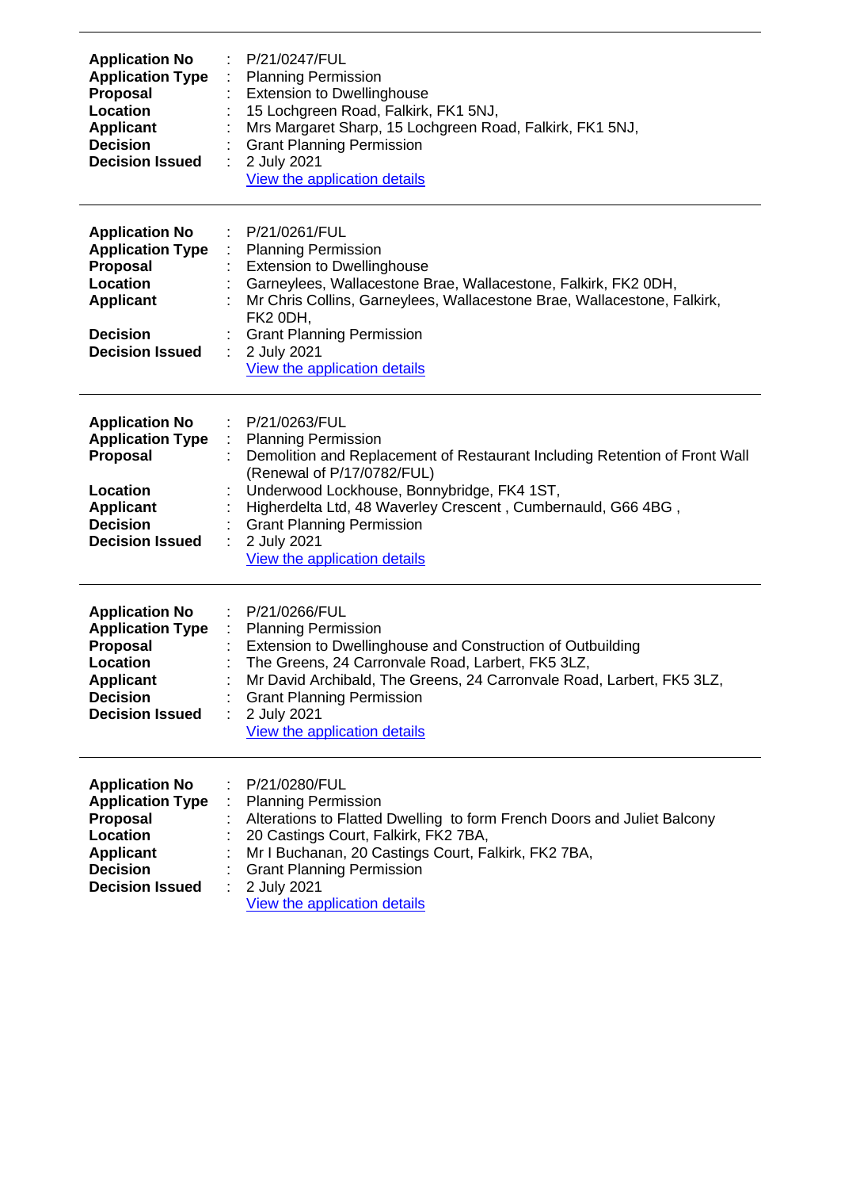---

**Application No** : P/21/0247/FUL
**Application Type** : Planning Permission
**Proposal** : Extension to Dwellinghouse
**Location** : 15 Lochgreen Road, Falkirk, FK1 5NJ,
**Applicant** : Mrs Margaret Sharp, 15 Lochgreen Road, Falkirk, FK1 5NJ,
**Decision** : Grant Planning Permission
**Decision Issued** : 2 July 2021
View the application details

---

**Application No** : P/21/0261/FUL
**Application Type** : Planning Permission
**Proposal** : Extension to Dwellinghouse
**Location** : Garneylees, Wallacestone Brae, Wallacestone, Falkirk, FK2 0DH,
**Applicant** : Mr Chris Collins, Garneylees, Wallacestone Brae, Wallacestone, Falkirk, FK2 0DH,
**Decision** : Grant Planning Permission
**Decision Issued** : 2 July 2021
View the application details

---

**Application No** : P/21/0263/FUL
**Application Type** : Planning Permission
**Proposal** : Demolition and Replacement of Restaurant Including Retention of Front Wall (Renewal of P/17/0782/FUL)
**Location** : Underwood Lockhouse, Bonnybridge, FK4 1ST,
**Applicant** : Higherdelta Ltd, 48 Waverley Crescent , Cumbernauld, G66 4BG ,
**Decision** : Grant Planning Permission
**Decision Issued** : 2 July 2021
View the application details

---

**Application No** : P/21/0266/FUL
**Application Type** : Planning Permission
**Proposal** : Extension to Dwellinghouse and Construction of Outbuilding
**Location** : The Greens, 24 Carronvale Road, Larbert, FK5 3LZ,
**Applicant** : Mr David Archibald, The Greens, 24 Carronvale Road, Larbert, FK5 3LZ,
**Decision** : Grant Planning Permission
**Decision Issued** : 2 July 2021
View the application details

---

**Application No** : P/21/0280/FUL
**Application Type** : Planning Permission
**Proposal** : Alterations to Flatted Dwelling to form French Doors and Juliet Balcony
**Location** : 20 Castings Court, Falkirk, FK2 7BA,
**Applicant** : Mr I Buchanan, 20 Castings Court, Falkirk, FK2 7BA,
**Decision** : Grant Planning Permission
**Decision Issued** : 2 July 2021
View the application details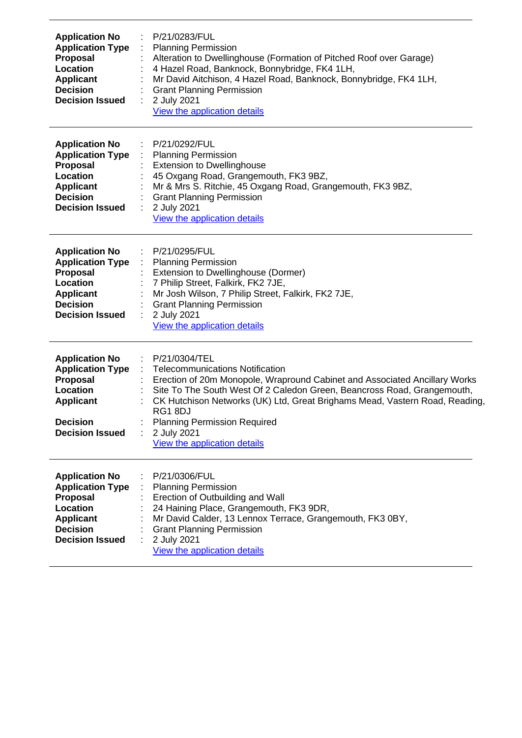---

**Application No** : P/21/0283/FUL
**Application Type** : Planning Permission
**Proposal** : Alteration to Dwellinghouse (Formation of Pitched Roof over Garage)
**Location** : 4 Hazel Road, Banknock, Bonnybridge, FK4 1LH,
**Applicant** : Mr David Aitchison, 4 Hazel Road, Banknock, Bonnybridge, FK4 1LH,
**Decision** : Grant Planning Permission
**Decision Issued** : 2 July 2021
View the application details

---

**Application No** : P/21/0292/FUL
**Application Type** : Planning Permission
**Proposal** : Extension to Dwellinghouse
**Location** : 45 Oxgang Road, Grangemouth, FK3 9BZ,
**Applicant** : Mr & Mrs S. Ritchie, 45 Oxgang Road, Grangemouth, FK3 9BZ,
**Decision** : Grant Planning Permission
**Decision Issued** : 2 July 2021
View the application details

---

**Application No** : P/21/0295/FUL
**Application Type** : Planning Permission
**Proposal** : Extension to Dwellinghouse (Dormer)
**Location** : 7 Philip Street, Falkirk, FK2 7JE,
**Applicant** : Mr Josh Wilson, 7 Philip Street, Falkirk, FK2 7JE,
**Decision** : Grant Planning Permission
**Decision Issued** : 2 July 2021
View the application details

---

**Application No** : P/21/0304/TEL
**Application Type** : Telecommunications Notification
**Proposal** : Erection of 20m Monopole, Wrapround Cabinet and Associated Ancillary Works
**Location** : Site To The South West Of 2 Caledon Green, Beancross Road, Grangemouth,
**Applicant** : CK Hutchison Networks (UK) Ltd, Great Brighams Mead, Vastern Road, Reading, RG1 8DJ
**Decision** : Planning Permission Required
**Decision Issued** : 2 July 2021
View the application details

---

**Application No** : P/21/0306/FUL
**Application Type** : Planning Permission
**Proposal** : Erection of Outbuilding and Wall
**Location** : 24 Haining Place, Grangemouth, FK3 9DR,
**Applicant** : Mr David Calder, 13 Lennox Terrace, Grangemouth, FK3 0BY,
**Decision** : Grant Planning Permission
**Decision Issued** : 2 July 2021
View the application details

---